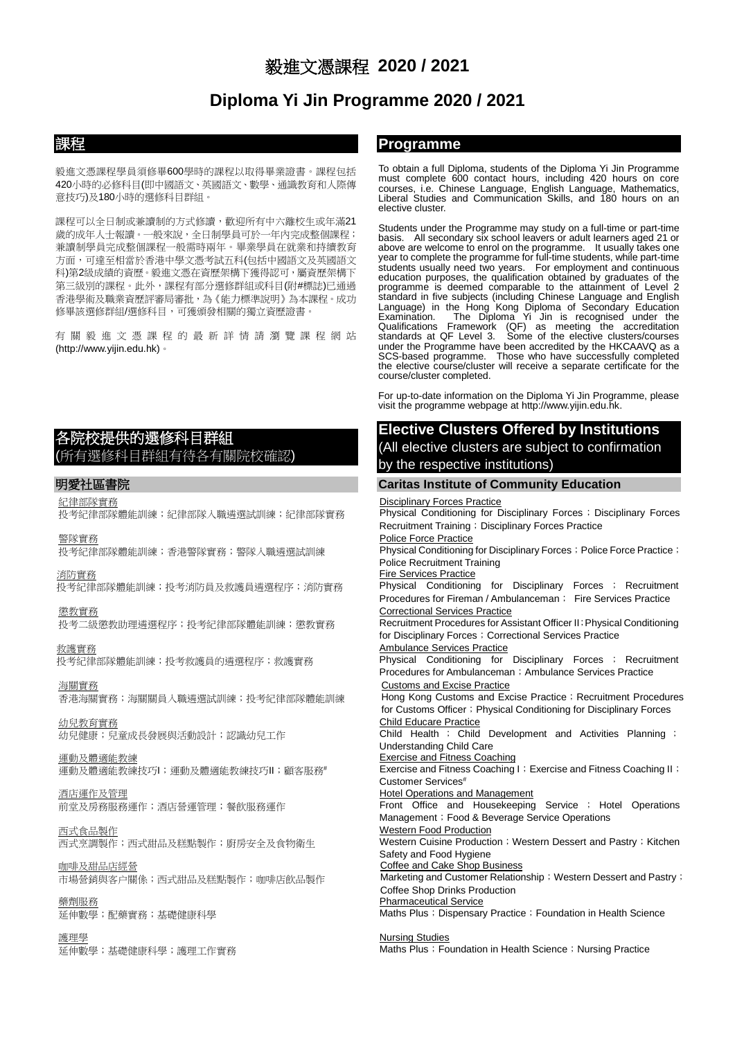# 毅進文憑課程 2020 / 2021

# Diploma Yi Jin Programme 2020 / 2021

## 課程

毅進文憑課程學員須修畢600學時的課程以取得畢業證書。課程包括420小時的必修科目(即中國語文、英國語文、數學、通識教育和人際傳意技巧)及180小時的選修科目群組。

課程可以全日制或兼讀制的方式修讀，歡迎所有中六離校生或年滿21歲的成年人士報讀。一般來說，全日制學員可於一年內完成整個課程；兼讀制學員完成整個課程一般需時兩年。畢業學員在就業和持續教育方面，可達至相當於香港中學文憑考試五科(包括中國語文及英國語文科)第2級成績的資歷。毅進文憑在資歷架構下獲得認可，屬資歷架構下第三級別的課程。此外，課程有部分選修群組或科目(附#標誌)已通過香港學術及職業資歷評審局審批，為《能力標準說明》為本課程。成功修畢該選修群組/選修科目，可獲頒發相關的獨立資歷證書。

有關毅進文憑課程的最新詳情請瀏覽課程網站(http://www.yijin.edu.hk)。

## Programme

To obtain a full Diploma, students of the Diploma Yi Jin Programme must complete 600 contact hours, including 420 hours on core courses, i.e. Chinese Language, English Language, Mathematics, Liberal Studies and Communication Skills, and 180 hours on an elective cluster.

Students under the Programme may study on a full-time or part-time basis. All secondary six school leavers or adult learners aged 21 or above are welcome to enrol on the programme. It usually takes one year to complete the programme for full-time students, while part-time students usually need two years. For employment and continuous education purposes, the qualification obtained by graduates of the programme is deemed comparable to the attainment of Level 2 standard in five subjects (including Chinese Language and English Language) in the Hong Kong Diploma of Secondary Education Examination. The Diploma Yi Jin is recognised under the Qualifications Framework (QF) as meeting the accreditation standards at QF Level 3. Some of the elective clusters/courses under the Programme have been accredited by the HKCAAVQ as a SCS-based programme. Those who have successfully completed the elective course/cluster will receive a separate certificate for the course/cluster completed.

For up-to-date information on the Diploma Yi Jin Programme, please visit the programme webpage at http://www.yijin.edu.hk.

## 各院校提供的選修科目群組
(所有選修科目群組有待各有關院校確認)

## Elective Clusters Offered by Institutions
(All elective clusters are subject to confirmation by the respective institutions)

### 明愛社區書院 / Caritas Institute of Community Education

紀律部隊實務
投考紀律部隊體能訓練；紀律部隊入職遴選試訓練；紀律部隊實務

Disciplinary Forces Practice
Physical Conditioning for Disciplinary Forces；Disciplinary Forces Recruitment Training；Disciplinary Forces Practice

警隊實務
投考紀律部隊體能訓練；香港警隊實務；警隊入職遴選試訓練

Police Force Practice
Physical Conditioning for Disciplinary Forces；Police Force Practice；Police Recruitment Training

消防實務
投考紀律部隊體能訓練；投考消防員及救護員遴選程序；消防實務

Fire Services Practice
Physical Conditioning for Disciplinary Forces；Recruitment Procedures for Fireman / Ambulanceman；Fire Services Practice

懲教實務
投考二級懲教助理遴選程序；投考紀律部隊體能訓練；懲教實務

Correctional Services Practice
Recruitment Procedures for Assistant Officer II；Physical Conditioning for Disciplinary Forces；Correctional Services Practice

救護實務
投考紀律部隊體能訓練；投考救護員的遴選程序；救護實務

Ambulance Services Practice
Physical Conditioning for Disciplinary Forces；Recruitment Procedures for Ambulanceman；Ambulance Services Practice

海關實務
香港海關實務；海關關員入職遴選試訓練；投考紀律部隊體能訓練

Customs and Excise Practice
Hong Kong Customs and Excise Practice；Recruitment Procedures for Customs Officer；Physical Conditioning for Disciplinary Forces

幼兒教育實務
幼兒健康；兒童成長發展與活動設計；認識幼兒工作

Child Educare Practice
Child Health；Child Development and Activities Planning；Understanding Child Care

運動及體適能教練
運動及體適能教練技巧I；運動及體適能教練技巧II；顧客服務#

Exercise and Fitness Coaching
Exercise and Fitness Coaching I；Exercise and Fitness Coaching II；Customer Services#

酒店運作及管理
前堂及房務服務運作；酒店營運管理；餐飲服務運作

Hotel Operations and Management
Front Office and Housekeeping Service；Hotel Operations Management；Food & Beverage Service Operations

西式食品製作
西式烹調製作；西式甜品及糕點製作；廚房安全及食物衛生

Western Food Production
Western Cuisine Production；Western Dessert and Pastry；Kitchen Safety and Food Hygiene

咖啡及甜品店經營
市場營銷與客户關係；西式甜品及糕點製作；咖啡店飲品製作

Coffee and Cake Shop Business
Marketing and Customer Relationship；Western Dessert and Pastry；Coffee Shop Drinks Production

藥劑服務
延伸數學；配藥實務；基礎健康科學

Pharmaceutical Service
Maths Plus；Dispensary Practice；Foundation in Health Science

護理學
延伸數學；基礎健康科學；護理工作實務

Nursing Studies
Maths Plus；Foundation in Health Science；Nursing Practice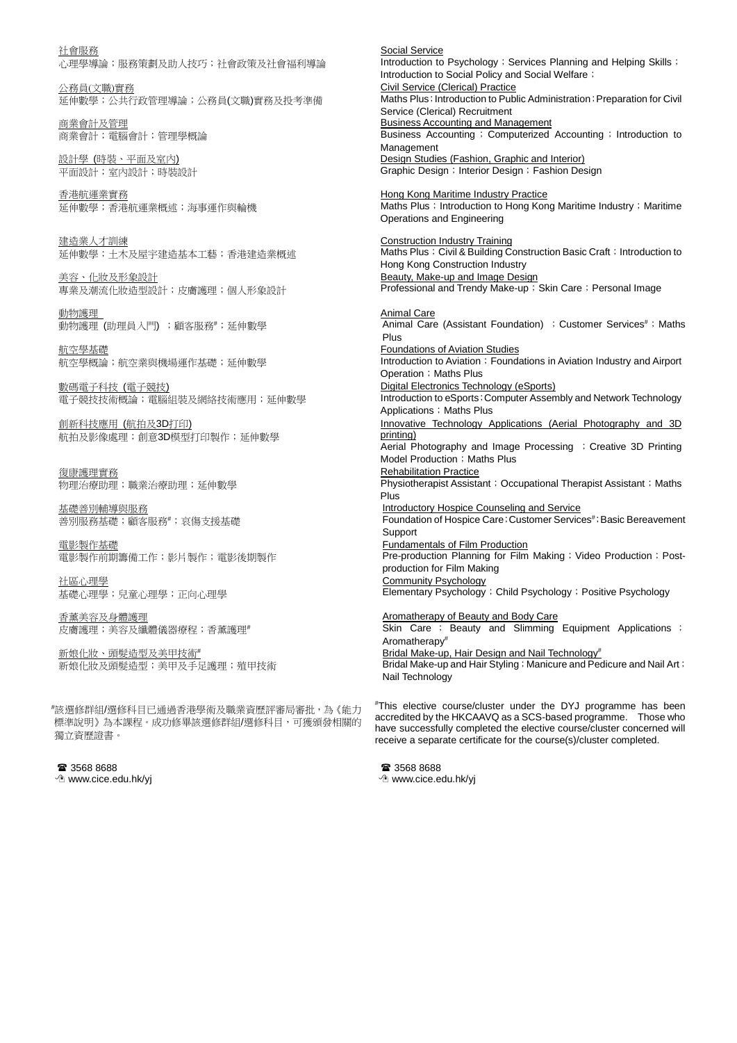社會服務
心理學導論；服務策劃及助人技巧；社會政策及社會福利導論

公務員(文職)實務
延伸數學；公共行政管理導論；公務員(文職)實務及投考準備

商業會計及管理
商業會計；電腦會計；管理學概論

設計學 (時裝、平面及室內)
平面設計；室內設計；時裝設計

香港航運業實務
延伸數學；香港航運業概述；海事運作與輪機

建造業人才訓練
延伸數學；土木及屋宇建造基本工藝；香港建造業概述

美容、化妝及形象設計
專業及潮流化妝造型設計；皮膚護理；個人形象設計

動物護理
動物護理 (助理員入門) ；顧客服務#；延伸數學

航空學基礎
航空學概論；航空業與機場運作基礎；延伸數學

數碼電子科技 (電子競技)
電子競技技術概論；電腦組裝及網絡技術應用；延伸數學

創新科技應用 (航拍及3D打印)
航拍及影像處理；創意3D模型打印製作；延伸數學

復康護理實務
物理治療助理；職業治療助理；延伸數學

基礎善別輔導與服務
善別服務基礎；顧客服務#；哀傷支援基礎

電影製作基礎
電影製作前期籌備工作；影片製作；電影後期製作

社區心理學
基礎心理學；兒童心理學；正向心理學

香薰美容及身體護理
皮膚護理；美容及纖體儀器療程；香薰護理#

新娘化妝、頭髮造型及美甲技術#
新娘化妝及頭髮造型；美甲及手足護理；殖甲技術

#該選修群組/選修科目已通過香港學術及職業資歷評審局審批，為《能力標準說明》為本課程。成功修畢該選修群組/選修科目，可獲頒發相關的獨立資歷證書。

☎ 3568 8688
www.cice.edu.hk/yj

Social Service
Introduction to Psychology；Services Planning and Helping Skills；Introduction to Social Policy and Social Welfare；

Civil Service (Clerical) Practice
Maths Plus；Introduction to Public Administration；Preparation for Civil Service (Clerical) Recruitment

Business Accounting and Management
Business Accounting；Computerized Accounting；Introduction to Management

Design Studies (Fashion, Graphic and Interior)
Graphic Design；Interior Design；Fashion Design

Hong Kong Maritime Industry Practice
Maths Plus；Introduction to Hong Kong Maritime Industry；Maritime Operations and Engineering

Construction Industry Training
Maths Plus；Civil & Building Construction Basic Craft；Introduction to Hong Kong Construction Industry

Beauty, Make-up and Image Design
Professional and Trendy Make-up；Skin Care；Personal Image

Animal Care
Animal Care (Assistant Foundation) ；Customer Services#；Maths Plus

Foundations of Aviation Studies
Introduction to Aviation；Foundations in Aviation Industry and Airport Operation；Maths Plus

Digital Electronics Technology (eSports)
Introduction to eSports；Computer Assembly and Network Technology Applications；Maths Plus

Innovative Technology Applications (Aerial Photography and 3D printing)
Aerial Photography and Image Processing ；Creative 3D Printing Model Production；Maths Plus

Rehabilitation Practice
Physiotherapist Assistant；Occupational Therapist Assistant；Maths Plus

Introductory Hospice Counseling and Service
Foundation of Hospice Care；Customer Services#；Basic Bereavement Support

Fundamentals of Film Production
Pre-production Planning for Film Making；Video Production；Post-production for Film Making

Community Psychology
Elementary Psychology；Child Psychology；Positive Psychology

Aromatherapy of Beauty and Body Care
Skin Care ； Beauty and Slimming Equipment Applications ； Aromatherapy#

Bridal Make-up, Hair Design and Nail Technology#
Bridal Make-up and Hair Styling；Manicure and Pedicure and Nail Art；Nail Technology

#This elective course/cluster under the DYJ programme has been accredited by the HKCAAVQ as a SCS-based programme. Those who have successfully completed the elective course/cluster concerned will receive a separate certificate for the course(s)/cluster completed.

☎ 3568 8688
www.cice.edu.hk/yj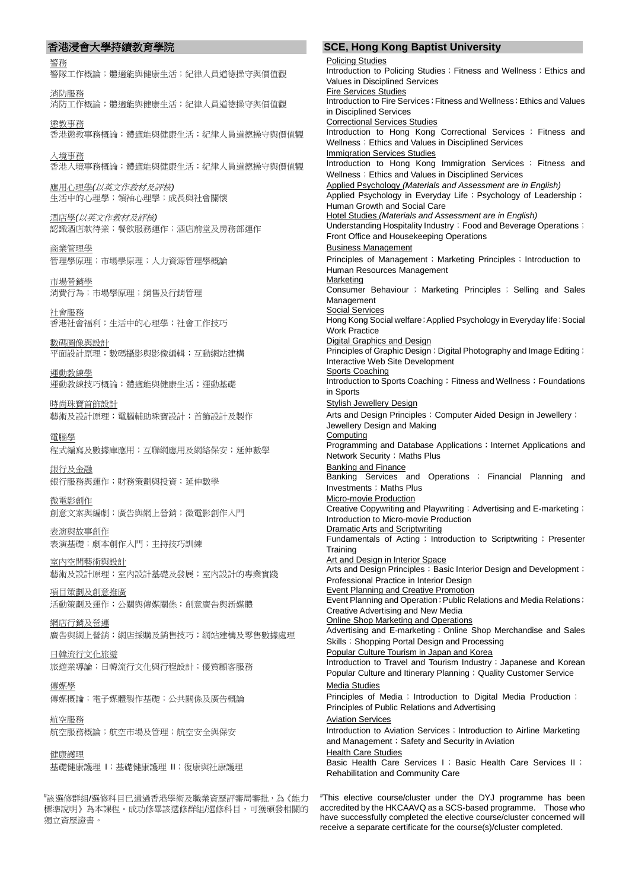## 香港浸會大學持續教育學院

<u>警務</u>
警隊工作概論；體適能與健康生活；紀律人員道德操守與價值觀

<u>消防服務</u>
消防工作概論；體適能與健康生活；紀律人員道德操守與價值觀

<u>懲教事務</u>
香港懲教事務概論；體適能與健康生活；紀律人員道德操守與價值觀

<u>入境事務</u>
香港入境事務概論；體適能與健康生活；紀律人員道德操守與價值觀

<u>應用心理學</u>*(以英文作教材及評核)*
生活中的心理學；領袖心理學；成長與社會關懷

<u>酒店學</u>*(以英文作教材及評核)*
認識酒店款待業；餐飲服務運作；酒店前堂及房務部運作

<u>商業管理學</u>
管理學原理；市場學原理；人力資源管理學概論

<u>市場營銷學</u>
消費行為；市場學原理；銷售及行銷管理

<u>社會服務</u>
香港社會福利；生活中的心理學；社會工作技巧

<u>數碼圖像與設計</u>
平面設計原理；數碼攝影與影像編輯；互動網站建構

<u>運動教練學</u>
運動教練技巧概論；體適能與健康生活；運動基礎

<u>時尚珠寶首飾設計</u>
藝術及設計原理；電腦輔助珠寶設計；首飾設計及製作

<u>電腦學</u>
程式編寫及數據庫應用；互聯網應用及網絡保安；延伸數學

<u>銀行及金融</u>
銀行服務與運作；財務策劃與投資；延伸數學

<u>微電影創作</u>
創意文案與編劇；廣告與網上營銷；微電影創作入門

<u>表演與故事創作</u>
表演基礎；劇本創作入門；主持技巧訓練

<u>室內空間藝術與設計</u>
藝術及設計原理；室內設計基礎及發展；室內設計的專業實踐

<u>項目策劃及創意推廣</u>
活動策劃及運作；公關與傳媒關係；創意廣告與新媒體

<u>網店行銷及營運</u>
廣告與網上營銷；網店採購及銷售技巧；網站建構及零售數據處理

<u>日韓流行文化旅遊</u>
旅遊業導論；日韓流行文化與行程設計；優質顧客服務

<u>傳媒學</u>
傳媒概論；電子媒體製作基礎；公共關係及廣告概論

<u>航空服務</u>
航空服務概論；航空市場及管理；航空安全與保安

<u>健康護理</u>
基礎健康護理 I；基礎健康護理 II；復康與社康護理

#該選修群組/選修科目已通過香港學術及職業資歷評審局審批，為《能力標準說明》為本課程。成功修畢該選修群組/選修科目，可獲頒發相關的獨立資歷證書。

## SCE, Hong Kong Baptist University

<u>Policing Studies</u>
Introduction to Policing Studies；Fitness and Wellness；Ethics and Values in Disciplined Services

<u>Fire Services Studies</u>
Introduction to Fire Services；Fitness and Wellness；Ethics and Values in Disciplined Services

<u>Correctional Services Studies</u>
Introduction to Hong Kong Correctional Services；Fitness and Wellness；Ethics and Values in Disciplined Services

<u>Immigration Services Studies</u>
Introduction to Hong Kong Immigration Services；Fitness and Wellness；Ethics and Values in Disciplined Services

<u>Applied Psychology</u> *(Materials and Assessment are in English)*
Applied Psychology in Everyday Life；Psychology of Leadership；Human Growth and Social Care

<u>Hotel Studies</u> *(Materials and Assessment are in English)*
Understanding Hospitality Industry；Food and Beverage Operations；Front Office and Housekeeping Operations

<u>Business Management</u>
Principles of Management；Marketing Principles；Introduction to Human Resources Management

<u>Marketing</u>
Consumer Behaviour；Marketing Principles；Selling and Sales Management

<u>Social Services</u>
Hong Kong Social welfare；Applied Psychology in Everyday life；Social Work Practice

<u>Digital Graphics and Design</u>
Principles of Graphic Design；Digital Photography and Image Editing；Interactive Web Site Development

<u>Sports Coaching</u>
Introduction to Sports Coaching；Fitness and Wellness；Foundations in Sports

<u>Stylish Jewellery Design</u>
Arts and Design Principles；Computer Aided Design in Jewellery；Jewellery Design and Making

<u>Computing</u>
Programming and Database Applications；Internet Applications and Network Security；Maths Plus

<u>Banking and Finance</u>
Banking Services and Operations；Financial Planning and Investments；Maths Plus

<u>Micro-movie Production</u>
Creative Copywriting and Playwriting；Advertising and E-marketing；Introduction to Micro-movie Production

<u>Dramatic Arts and Scriptwriting</u>
Fundamentals of Acting；Introduction to Scriptwriting；Presenter Training

<u>Art and Design in Interior Space</u>
Arts and Design Principles；Basic Interior Design and Development；Professional Practice in Interior Design

<u>Event Planning and Creative Promotion</u>
Event Planning and Operation；Public Relations and Media Relations；Creative Advertising and New Media

<u>Online Shop Marketing and Operations</u>
Advertising and E-marketing；Online Shop Merchandise and Sales Skills；Shopping Portal Design and Processing

<u>Popular Culture Tourism in Japan and Korea</u>
Introduction to Travel and Tourism Industry；Japanese and Korean Popular Culture and Itinerary Planning；Quality Customer Service

<u>Media Studies</u>
Principles of Media；Introduction to Digital Media Production；Principles of Public Relations and Advertising

<u>Aviation Services</u>
Introduction to Aviation Services；Introduction to Airline Marketing and Management；Safety and Security in Aviation

<u>Health Care Studies</u>
Basic Health Care Services I；Basic Health Care Services II；Rehabilitation and Community Care

#This elective course/cluster under the DYJ programme has been accredited by the HKCAAVQ as a SCS-based programme. Those who have successfully completed the elective course/cluster concerned will receive a separate certificate for the course(s)/cluster completed.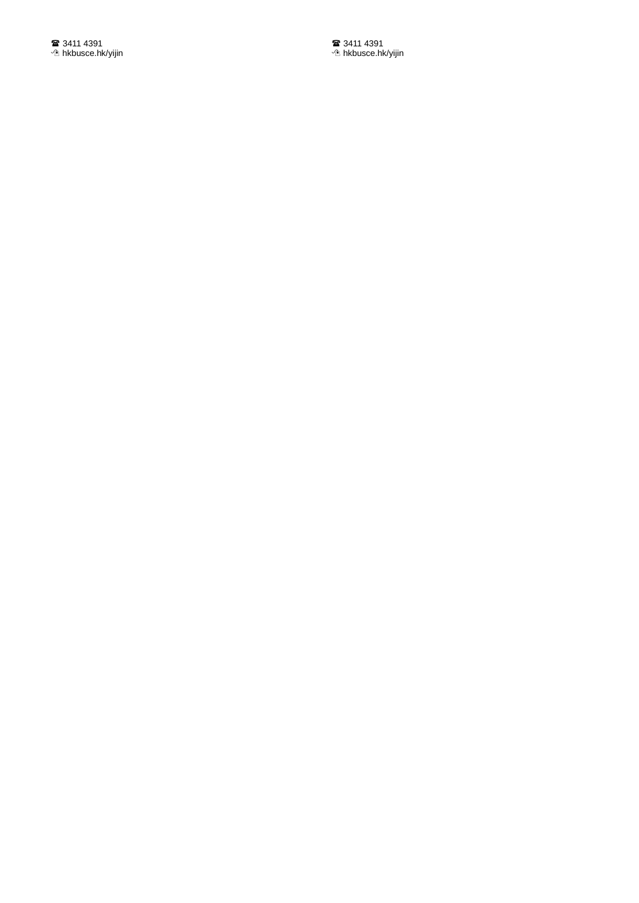☎ 3411 4391
🖰 hkbusce.hk/yijin

☎ 3411 4391
🖰 hkbusce.hk/yijin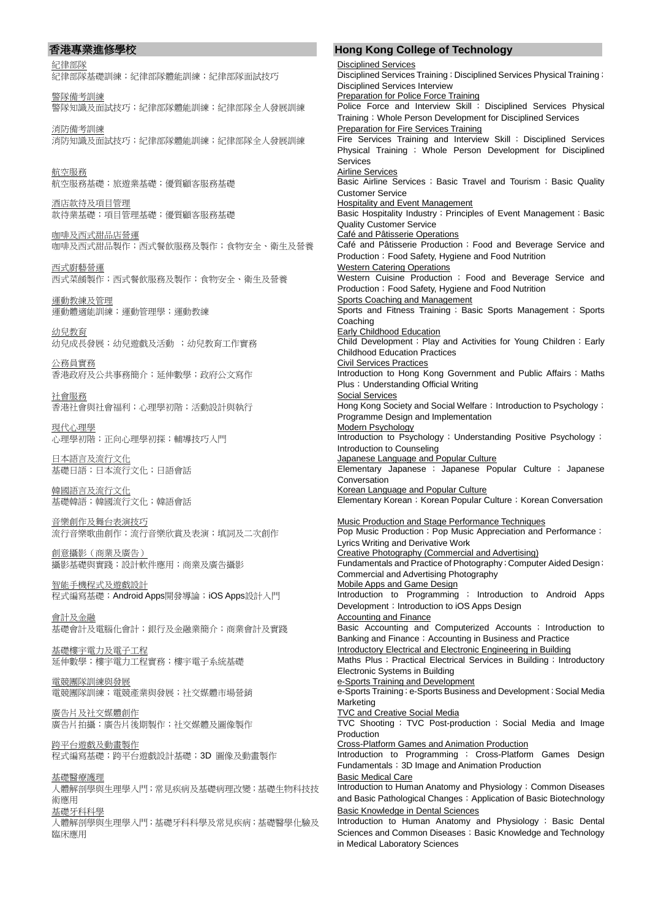## 香港專業進修學校

<u>紀律部隊</u>
紀律部隊基礎訓練；紀律部隊體能訓練；紀律部隊面試技巧

<u>警隊備考訓練</u>
警隊知識及面試技巧；紀律部隊體能訓練；紀律部隊全人發展訓練

<u>消防備考訓練</u>
消防知識及面試技巧；紀律部隊體能訓練；紀律部隊全人發展訓練

<u>航空服務</u>
航空服務基礎；旅遊業基礎；優質顧客服務基礎

<u>酒店款待及項目管理</u>
款待業基礎；項目管理基礎；優質顧客服務基礎

<u>咖啡及西式甜品店營運</u>
咖啡及西式甜品製作；西式餐飲服務及製作；食物安全、衛生及營養

<u>西式廚藝營運</u>
西式菜餚製作；西式餐飲服務及製作；食物安全、衛生及營養

<u>運動教練及管理</u>
運動體適能訓練；運動管理學；運動教練

<u>幼兒教育</u>
幼兒成長發展；幼兒遊戲及活動 ；幼兒教育工作實務

<u>公務員實務</u>
香港政府及公共事務簡介；延伸數學；政府公文寫作

<u>社會服務</u>
香港社會與社會福利；心理學初階；活動設計與執行

<u>現代心理學</u>
心理學初階；正向心理學初探；輔導技巧入門

<u>日本語言及流行文化</u>
基礎日語；日本流行文化；日語會話

<u>韓國語言及流行文化</u>
基礎韓語；韓國流行文化；韓語會話

<u>音樂創作及舞台表演技巧</u>
流行音樂歌曲創作；流行音樂欣賞及表演；填詞及二次創作

<u>創意攝影（商業及廣告）</u>
攝影基礎與實踐；設計軟件應用；商業及廣告攝影

<u>智能手機程式及遊戲設計</u>
程式編寫基礎；Android Apps開發導論；iOS Apps設計入門

<u>會計及金融</u>
基礎會計及電腦化會計；銀行及金融業簡介；商業會計及實踐

<u>基礎樓宇電力及電子工程</u>
延伸數學；樓宇電力工程實務；樓宇電子系統基礎

<u>電競團隊訓練與發展</u>
電競團隊訓練；電競產業與發展；社交媒體市場營銷

<u>廣告片及社交媒體創作</u>
廣告片拍攝；廣告片後期製作；社交媒體及圖像製作

<u>跨平台遊戲及動畫製作</u>
程式編寫基礎；跨平台遊戲設計基礎；3D 圖像及動畫製作

<u>基礎醫療護理</u>
人體解剖學與生理學入門；常見疾病及基礎病理改變；基礎生物科技技術應用

<u>基礎牙科科學</u>
人體解剖學與生理學入門；基礎牙科科學及常見疾病；基礎醫學化驗及臨床應用

## Hong Kong College of Technology

<u>Disciplined Services</u>
Disciplined Services Training；Disciplined Services Physical Training；Disciplined Services Interview

<u>Preparation for Police Force Training</u>
Police Force and Interview Skill；Disciplined Services Physical Training；Whole Person Development for Disciplined Services

<u>Preparation for Fire Services Training</u>
Fire Services Training and Interview Skill；Disciplined Services Physical Training；Whole Person Development for Disciplined Services

<u>Airline Services</u>
Basic Airline Services；Basic Travel and Tourism；Basic Quality Customer Service

<u>Hospitality and Event Management</u>
Basic Hospitality Industry；Principles of Event Management；Basic Quality Customer Service

<u>Café and Pâtisserie Operations</u>
Café and Pâtisserie Production；Food and Beverage Service and Production；Food Safety, Hygiene and Food Nutrition

<u>Western Catering Operations</u>
Western Cuisine Production；Food and Beverage Service and Production；Food Safety, Hygiene and Food Nutrition

<u>Sports Coaching and Management</u>
Sports and Fitness Training；Basic Sports Management；Sports Coaching

<u>Early Childhood Education</u>
Child Development；Play and Activities for Young Children；Early Childhood Education Practices

<u>Civil Services Practices</u>
Introduction to Hong Kong Government and Public Affairs；Maths Plus；Understanding Official Writing

<u>Social Services</u>
Hong Kong Society and Social Welfare；Introduction to Psychology；Programme Design and Implementation

<u>Modern Psychology</u>
Introduction to Psychology；Understanding Positive Psychology；Introduction to Counseling

<u>Japanese Language and Popular Culture</u>
Elementary Japanese；Japanese Popular Culture；Japanese Conversation

<u>Korean Language and Popular Culture</u>
Elementary Korean；Korean Popular Culture；Korean Conversation

<u>Music Production and Stage Performance Techniques</u>
Pop Music Production；Pop Music Appreciation and Performance；Lyrics Writing and Derivative Work

<u>Creative Photography (Commercial and Advertising)</u>
Fundamentals and Practice of Photography；Computer Aided Design；Commercial and Advertising Photography

<u>Mobile Apps and Game Design</u>
Introduction to Programming；Introduction to Android Apps Development；Introduction to iOS Apps Design

<u>Accounting and Finance</u>
Basic Accounting and Computerized Accounts；Introduction to Banking and Finance；Accounting in Business and Practice

<u>Introductory Electrical and Electronic Engineering in Building</u>
Maths Plus；Practical Electrical Services in Building；Introductory Electronic Systems in Building

<u>e-Sports Training and Development</u>
e-Sports Training；e-Sports Business and Development；Social Media Marketing

<u>TVC and Creative Social Media</u>
TVC Shooting；TVC Post-production；Social Media and Image Production

<u>Cross-Platform Games and Animation Production</u>
Introduction to Programming；Cross-Platform Games Design Fundamentals；3D Image and Animation Production

<u>Basic Medical Care</u>
Introduction to Human Anatomy and Physiology；Common Diseases and Basic Pathological Changes；Application of Basic Biotechnology

<u>Basic Knowledge in Dental Sciences</u>
Introduction to Human Anatomy and Physiology；Basic Dental Sciences and Common Diseases；Basic Knowledge and Technology in Medical Laboratory Sciences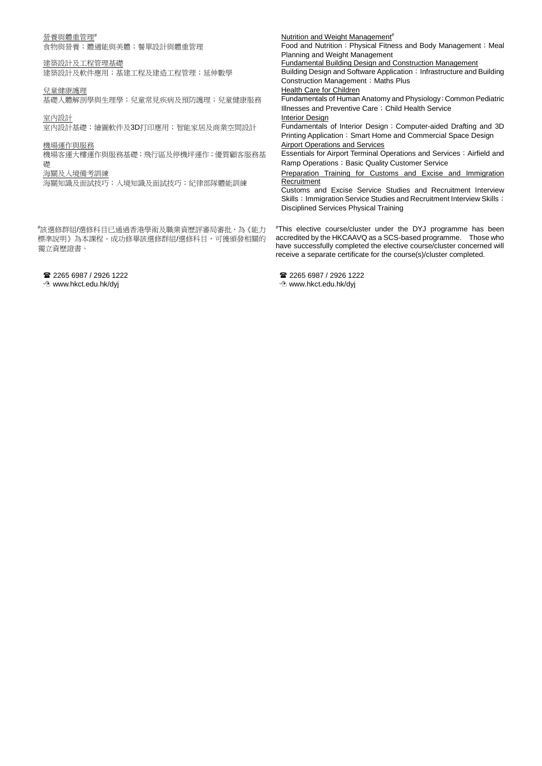營養與體重管理#
食物與營養；體適能與美體；餐單設計與體重管理

建築設計及工程管理基礎
建築設計及軟件應用；基建工程及建造工程管理；延伸數學

兒童健康護理
基礎人體解剖學與生理學；兒童常見疾病及預防護理；兒童健康服務

室內設計
室內設計基礎；繪圖軟件及3D打印應用；智能家居及商業空間設計

機場運作與服務
機場客運大樓運作與服務基礎；飛行區及停機坪運作；優質顧客服務基礎

海關及入境備考訓練
海關知識及面試技巧；入境知識及面試技巧；紀律部隊體能訓練

#該選修群組/選修科目已通過香港學術及職業資歷評審局審批，為《能力標準說明》為本課程。成功修畢該選修群組/選修科目，可獲頒發相關的獨立資歷證書。

☎ 2265 6987 / 2926 1222
www.hkct.edu.hk/dyj

Nutrition and Weight Management#
Food and Nutrition；Physical Fitness and Body Management；Meal Planning and Weight Management

Fundamental Building Design and Construction Management
Building Design and Software Application；Infrastructure and Building Construction Management；Maths Plus

Health Care for Children
Fundamentals of Human Anatomy and Physiology；Common Pediatric Illnesses and Preventive Care；Child Health Service

Interior Design
Fundamentals of Interior Design；Computer-aided Drafting and 3D Printing Application；Smart Home and Commercial Space Design

Airport Operations and Services
Essentials for Airport Terminal Operations and Services；Airfield and Ramp Operations；Basic Quality Customer Service

Preparation Training for Customs and Excise and Immigration Recruitment
Customs and Excise Service Studies and Recruitment Interview Skills；Immigration Service Studies and Recruitment Interview Skills；Disciplined Services Physical Training

#This elective course/cluster under the DYJ programme has been accredited by the HKCAAVQ as a SCS-based programme. Those who have successfully completed the elective course/cluster concerned will receive a separate certificate for the course(s)/cluster completed.

☎ 2265 6987 / 2926 1222
www.hkct.edu.hk/dyj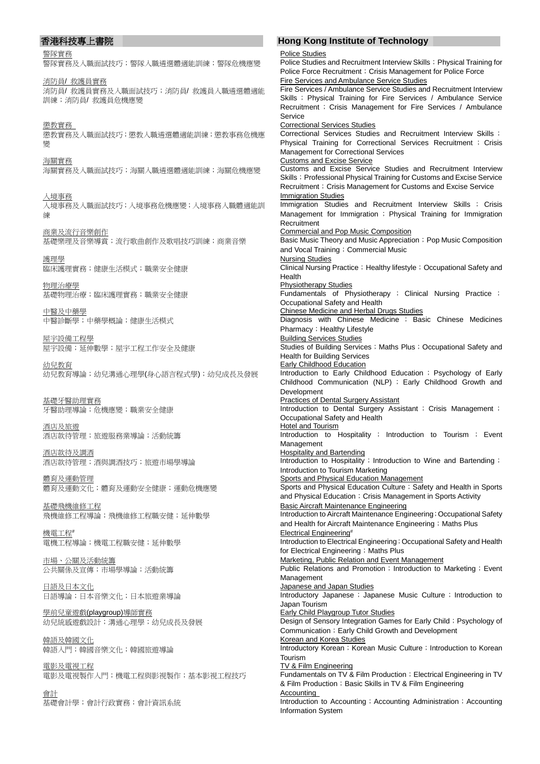## 香港科技專上書院

警隊實務
警隊實務及入職面試技巧；警隊入職遴選體適能訓練；警隊危機應變

消防員/ 救護員實務
消防員/ 救護員實務及入職面試技巧；消防員/ 救護員入職遴選體適能訓練；消防員/ 救護員危機應變

懲教實務
懲教實務及入職面試技巧；懲教入職遴選體適能訓練；懲教事務危機應變

海關實務
海關實務及入職面試技巧；海關入職遴選體適能訓練；海關危機應變

入境事務
入境事務及入職面試技巧；入境事務危機應變；入境事務入職體適能訓練

商業及流行音樂創作
基礎樂理及音樂導賞；流行歌曲創作及歌唱技巧訓練；商業音樂

護理學
臨床護理實務；健康生活模式；職業安全健康

物理治療學
基礎物理治療；臨床護理實務；職業安全健康

中醫及中藥學
中醫診斷學；中藥學概論；健康生活模式

屋宇設備工程學
屋宇設備；延伸數學；屋宇工程工作安全及健康

幼兒教育
幼兒教育導論；幼兒溝通心理學(身心語言程式學)；幼兒成長及發展

基礎牙醫助理實務
牙醫助理導論；危機應變；職業安全健康

酒店及旅遊
酒店款待管理；旅遊服務業導論；活動統籌

酒店款待及調酒
酒店款待管理；酒與調酒技巧；旅遊市場學導論

體育及運動管理
體育及運動文化；體育及運動安全健康；運動危機應變

基礎飛機維修工程
飛機維修工程導論；飛機維修工程職安健；延伸數學

機電工程#
電機工程導論；機電工程職安健；延伸數學

市場、公關及活動統籌
公共關係及宣傳；市場學導論；活動統籌

日語及日本文化
日語導論；日本音樂文化；日本旅遊業導論

學前兒童遊戲(playgroup)導師實務
幼兒統感遊戲設計；溝通心理學；幼兒成長及發展

韓語及韓國文化
韓語入門；韓國音樂文化；韓國旅遊導論

電影及電視工程
電影及電視製作入門；機電工程與影視製作；基本影視工程技巧

會計
基礎會計學；會計行政實務；會計資訊系統

## Hong Kong Institute of Technology

Police Studies
Police Studies and Recruitment Interview Skills；Physical Training for Police Force Recruitment；Crisis Management for Police Force

Fire Services and Ambulance Service Studies
Fire Services / Ambulance Service Studies and Recruitment Interview Skills；Physical Training for Fire Services / Ambulance Service Recruitment；Crisis Management for Fire Services / Ambulance Service

Correctional Services Studies
Correctional Services Studies and Recruitment Interview Skills；Physical Training for Correctional Services Recruitment；Crisis Management for Correctional Services

Customs and Excise Service
Customs and Excise Service Studies and Recruitment Interview Skills；Professional Physical Training for Customs and Excise Service Recruitment；Crisis Management for Customs and Excise Service

Immigration Studies
Immigration Studies and Recruitment Interview Skills；Crisis Management for Immigration；Physical Training for Immigration Recruitment

Commercial and Pop Music Composition
Basic Music Theory and Music Appreciation；Pop Music Composition and Vocal Training；Commercial Music

Nursing Studies
Clinical Nursing Practice；Healthy lifestyle；Occupational Safety and Health

Physiotherapy Studies
Fundamentals of Physiotherapy；Clinical Nursing Practice；Occupational Safety and Health

Chinese Medicine and Herbal Drugs Studies
Diagnosis with Chinese Medicine；Basic Chinese Medicines Pharmacy；Healthy Lifestyle

Building Services Studies
Studies of Building Services；Maths Plus；Occupational Safety and Health for Building Services

Early Childhood Education
Introduction to Early Childhood Education；Psychology of Early Childhood Communication (NLP)；Early Childhood Growth and Development

Practices of Dental Surgery Assistant
Introduction to Dental Surgery Assistant；Crisis Management；Occupational Safety and Health

Hotel and Tourism
Introduction to Hospitality；Introduction to Tourism；Event Management

Hospitality and Bartending
Introduction to Hospitality；Introduction to Wine and Bartending；Introduction to Tourism Marketing

Sports and Physical Education Management
Sports and Physical Education Culture；Safety and Health in Sports and Physical Education；Crisis Management in Sports Activity

Basic Aircraft Maintenance Engineering
Introduction to Aircraft Maintenance Engineering；Occupational Safety and Health for Aircraft Maintenance Engineering；Maths Plus

Electrical Engineering#
Introduction to Electrical Engineering；Occupational Safety and Health for Electrical Engineering；Maths Plus

Marketing, Public Relation and Event Management
Public Relations and Promotion；Introduction to Marketing；Event Management

Japanese and Japan Studies
Introductory Japanese；Japanese Music Culture；Introduction to Japan Tourism

Early Child Playgroup Tutor Studies
Design of Sensory Integration Games for Early Child；Psychology of Communication；Early Child Growth and Development

Korean and Korea Studies
Introductory Korean；Korean Music Culture；Introduction to Korean Tourism

TV & Film Engineering
Fundamentals on TV & Film Production；Electrical Engineering in TV & Film Production；Basic Skills in TV & Film Engineering

Accounting
Introduction to Accounting；Accounting Administration；Accounting Information System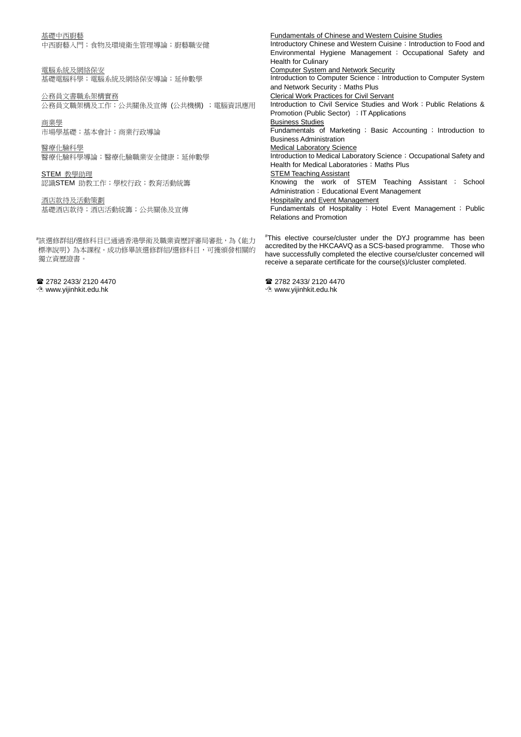<u>基礎中西廚藝</u>
中西廚藝入門；食物及環境衛生管理導論；廚藝職安健

<u>電腦系統及網絡保安</u>
基礎電腦科學；電腦系統及網絡保安導論；延伸數學

<u>公務員文書職系架構實務</u>
公務員文職架構及工作；公共關係及宣傳 (公共機構) ；電腦資訊應用

<u>商業學</u>
市場學基礎；基本會計；商業行政導論

<u>醫療化驗科學</u>
醫療化驗科學導論；醫療化驗職業安全健康；延伸數學

<u>STEM 教學助理</u>
認識STEM 助教工作；學校行政；教育活動統籌

<u>酒店款待及活動策劃</u>
基礎酒店款待；酒店活動統籌；公共關係及宣傳

#該選修群組/選修科目已通過香港學術及職業資歷評審局審批，為《能力標準說明》為本課程。成功修畢該選修群組/選修科目，可獲頒發相關的獨立資歷證書。

☎ 2782 2433/ 2120 4470
🖰 www.yijinhkit.edu.hk

<u>Fundamentals of Chinese and Western Cuisine Studies</u>
Introductory Chinese and Western Cuisine；Introduction to Food and Environmental Hygiene Management ; Occupational Safety and Health for Culinary

<u>Computer System and Network Security</u>
Introduction to Computer Science；Introduction to Computer System and Network Security；Maths Plus

<u>Clerical Work Practices for Civil Servant</u>
Introduction to Civil Service Studies and Work；Public Relations & Promotion (Public Sector) ；IT Applications

<u>Business Studies</u>
Fundamentals of Marketing ; Basic Accounting ; Introduction to Business Administration

<u>Medical Laboratory Science</u>
Introduction to Medical Laboratory Science；Occupational Safety and Health for Medical Laboratories；Maths Plus

<u>STEM Teaching Assistant</u>
Knowing the work of STEM Teaching Assistant ; School Administration；Educational Event Management

<u>Hospitality and Event Management</u>
Fundamentals of Hospitality ; Hotel Event Management ; Public Relations and Promotion

#This elective course/cluster under the DYJ programme has been accredited by the HKCAAVQ as a SCS-based programme. Those who have successfully completed the elective course/cluster concerned will receive a separate certificate for the course(s)/cluster completed.

☎ 2782 2433/ 2120 4470
🖰 www.yijinhkit.edu.hk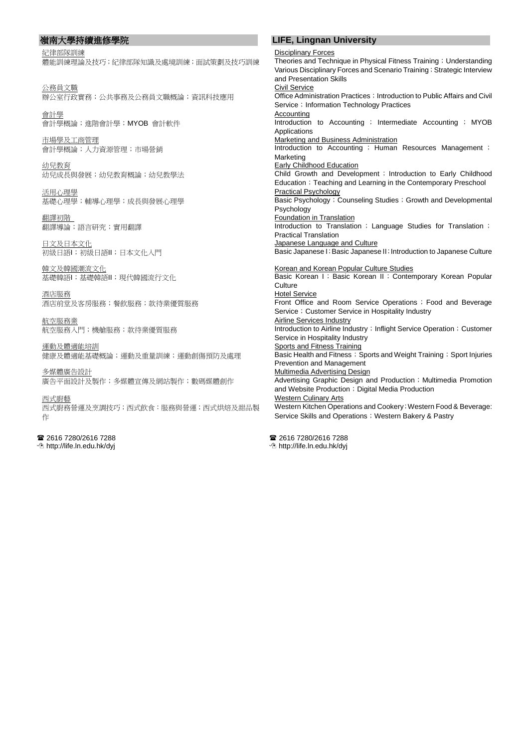## 嶺南大學持續進修學院

<u>紀律部隊訓練</u>
體能訓練理論及技巧；紀律部隊知識及處境訓練；面試策劃及技巧訓練

<u>公務員文職</u>
辦公室行政實務；公共事務及公務員文職概論；資訊科技應用

<u>會計學</u>
會計學概論；進階會計學；MYOB 會計軟件

<u>市場學及工商管理</u>
會計學概論；人力資源管理；市場營銷

<u>幼兒教育</u>
幼兒成長與發展；幼兒教育概論；幼兒教學法

<u>活用心理學</u>
基礎心理學；輔導心理學；成長與發展心理學

<u>翻譯初階</u>
翻譯導論；語言研究；實用翻譯

<u>日文及日本文化</u>
初級日語I；初級日語II；日本文化入門

<u>韓文及韓國潮流文化</u>
基礎韓語I；基礎韓語II；現代韓國流行文化

<u>酒店服務</u>
酒店前堂及客房服務；餐飲服務；款待業優質服務

<u>航空服務業</u>
航空服務入門；機艙服務；款待業優質服務

<u>運動及體適能培訓</u>
健康及體適能基礎概論；運動及重量訓練；運動創傷預防及處理

<u>多媒體廣告設計</u>
廣告平面設計及製作；多媒體宣傳及網站製作；數碼媒體創作

<u>西式廚藝</u>
西式廚務營運及烹調技巧；西式飲食：服務與營運；西式烘焙及甜品製作

☎ 2616 7280/2616 7288
http://life.ln.edu.hk/dyj

## LIFE, Lingnan University

<u>Disciplinary Forces</u>
Theories and Technique in Physical Fitness Training；Understanding Various Disciplinary Forces and Scenario Training；Strategic Interview and Presentation Skills

<u>Civil Service</u>
Office Administration Practices；Introduction to Public Affairs and Civil Service；Information Technology Practices

<u>Accounting</u>
Introduction to Accounting；Intermediate Accounting；MYOB Applications

<u>Marketing and Business Administration</u>
Introduction to Accounting；Human Resources Management；Marketing

<u>Early Childhood Education</u>
Child Growth and Development；Introduction to Early Childhood Education；Teaching and Learning in the Contemporary Preschool

<u>Practical Psychology</u>
Basic Psychology；Counseling Studies；Growth and Developmental Psychology

<u>Foundation in Translation</u>
Introduction to Translation；Language Studies for Translation；Practical Translation

<u>Japanese Language and Culture</u>
Basic Japanese I；Basic Japanese II；Introduction to Japanese Culture

<u>Korean and Korean Popular Culture Studies</u>
Basic Korean I；Basic Korean II；Contemporary Korean Popular Culture

<u>Hotel Service</u>
Front Office and Room Service Operations；Food and Beverage Service；Customer Service in Hospitality Industry

<u>Airline Services Industry</u>
Introduction to Airline Industry；Inflight Service Operation；Customer Service in Hospitality Industry

<u>Sports and Fitness Training</u>
Basic Health and Fitness；Sports and Weight Training；Sport Injuries Prevention and Management

<u>Multimedia Advertising Design</u>
Advertising Graphic Design and Production；Multimedia Promotion and Website Production；Digital Media Production

<u>Western Culinary Arts</u>
Western Kitchen Operations and Cookery；Western Food & Beverage: Service Skills and Operations；Western Bakery & Pastry

☎ 2616 7280/2616 7288
http://life.ln.edu.hk/dyj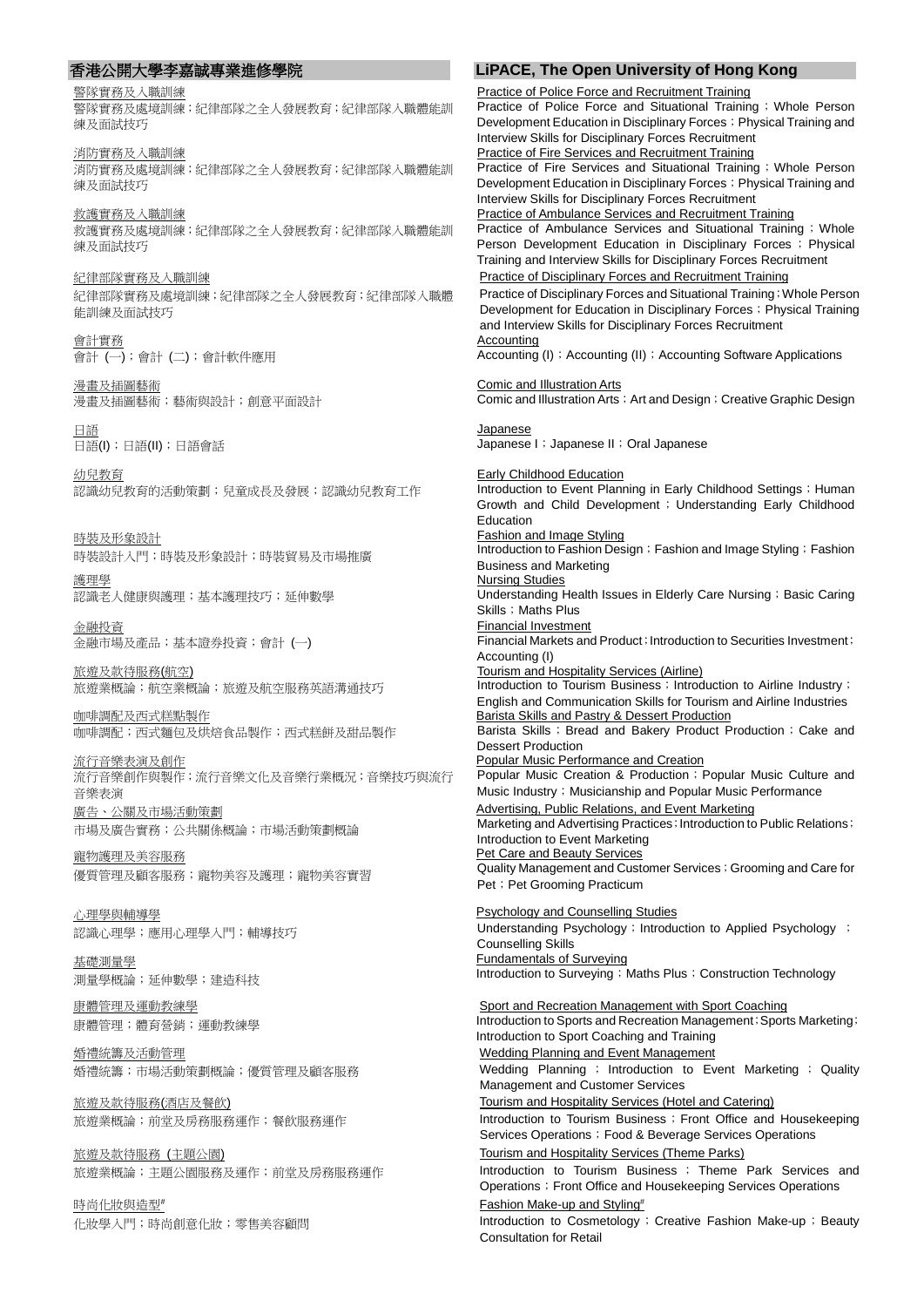## 香港公開大學李嘉誠專業進修學院

警隊實務及入職訓練
警隊實務及處境訓練；紀律部隊之全人發展教育；紀律部隊入職體能訓練及面試技巧

消防實務及入職訓練
消防實務及處境訓練；紀律部隊之全人發展教育；紀律部隊入職體能訓練及面試技巧

救護實務及入職訓練
救護實務及處境訓練；紀律部隊之全人發展教育；紀律部隊入職體能訓練及面試技巧

紀律部隊實務及入職訓練
紀律部隊實務及處境訓練；紀律部隊之全人發展教育；紀律部隊入職體能訓練及面試技巧

會計實務
會計 (一)；會計 (二)；會計軟件應用

漫畫及插圖藝術
漫畫及插圖藝術；藝術與設計；創意平面設計

日語
日語(I)；日語(II)；日語會話

幼兒教育
認識幼兒教育的活動策劃；兒童成長及發展；認識幼兒教育工作

時裝及形象設計
時裝設計入門；時裝及形象設計；時裝貿易及市場推廣

護理學
認識老人健康與護理；基本護理技巧；延伸數學

金融投資
金融市場及產品；基本證券投資；會計 (一)

旅遊及款待服務(航空)
旅遊業概論；航空業概論；旅遊及航空服務英語溝通技巧

咖啡調配及西式糕點製作
咖啡調配；西式麵包及烘焙食品製作；西式糕餅及甜品製作

流行音樂表演及創作
流行音樂創作與製作；流行音樂文化及音樂行業概況；音樂技巧與流行音樂表演

廣告、公關及市場活動策劃
市場及廣告實務；公共關係概論；市場活動策劃概論

寵物護理及美容服務
優質管理及顧客服務；寵物美容及護理；寵物美容實習

心理學與輔導學
認識心理學；應用心理學入門；輔導技巧

基礎測量學
測量學概論；延伸數學；建造科技

康體管理及運動教練學
康體管理；體育營銷；運動教練學

婚禮統籌及活動管理
婚禮統籌；市場活動策劃概論；優質管理及顧客服務

旅遊及款待服務(酒店及餐飲)
旅遊業概論；前堂及房務服務運作；餐飲服務運作

旅遊及款待服務 (主題公園)
旅遊業概論；主題公園服務及運作；前堂及房務服務運作

時尚化妝與造型#
化妝學入門；時尚創意化妝；零售美容顧問

## LiPACE, The Open University of Hong Kong

Practice of Police Force and Recruitment Training
Practice of Police Force and Situational Training；Whole Person Development Education in Disciplinary Forces；Physical Training and Interview Skills for Disciplinary Forces Recruitment

Practice of Fire Services and Recruitment Training
Practice of Fire Services and Situational Training；Whole Person Development Education in Disciplinary Forces；Physical Training and Interview Skills for Disciplinary Forces Recruitment

Practice of Ambulance Services and Recruitment Training
Practice of Ambulance Services and Situational Training；Whole Person Development Education in Disciplinary Forces；Physical Training and Interview Skills for Disciplinary Forces Recruitment

Practice of Disciplinary Forces and Recruitment Training
Practice of Disciplinary Forces and Situational Training；Whole Person Development for Education in Disciplinary Forces；Physical Training and Interview Skills for Disciplinary Forces Recruitment

Accounting
Accounting (I)；Accounting (II)；Accounting Software Applications

Comic and Illustration Arts
Comic and Illustration Arts；Art and Design；Creative Graphic Design

Japanese
Japanese I；Japanese II；Oral Japanese

Early Childhood Education
Introduction to Event Planning in Early Childhood Settings；Human Growth and Child Development；Understanding Early Childhood Education

Fashion and Image Styling
Introduction to Fashion Design；Fashion and Image Styling；Fashion Business and Marketing

Nursing Studies
Understanding Health Issues in Elderly Care Nursing；Basic Caring Skills；Maths Plus

Financial Investment
Financial Markets and Product；Introduction to Securities Investment；Accounting (I)

Tourism and Hospitality Services (Airline)
Introduction to Tourism Business；Introduction to Airline Industry；English and Communication Skills for Tourism and Airline Industries

Barista Skills and Pastry & Dessert Production
Barista Skills；Bread and Bakery Product Production；Cake and Dessert Production

Popular Music Performance and Creation
Popular Music Creation & Production；Popular Music Culture and Music Industry；Musicianship and Popular Music Performance

Advertising, Public Relations, and Event Marketing
Marketing and Advertising Practices；Introduction to Public Relations；Introduction to Event Marketing

Pet Care and Beauty Services
Quality Management and Customer Services；Grooming and Care for Pet；Pet Grooming Practicum

Psychology and Counselling Studies
Understanding Psychology；Introduction to Applied Psychology；Counselling Skills

Fundamentals of Surveying
Introduction to Surveying；Maths Plus；Construction Technology

Sport and Recreation Management with Sport Coaching
Introduction to Sports and Recreation Management；Sports Marketing；Introduction to Sport Coaching and Training

Wedding Planning and Event Management
Wedding Planning；Introduction to Event Marketing；Quality Management and Customer Services

Tourism and Hospitality Services (Hotel and Catering)
Introduction to Tourism Business；Front Office and Housekeeping Services Operations；Food & Beverage Services Operations

Tourism and Hospitality Services (Theme Parks)
Introduction to Tourism Business；Theme Park Services and Operations；Front Office and Housekeeping Services Operations

Fashion Make-up and Styling#
Introduction to Cosmetology；Creative Fashion Make-up；Beauty Consultation for Retail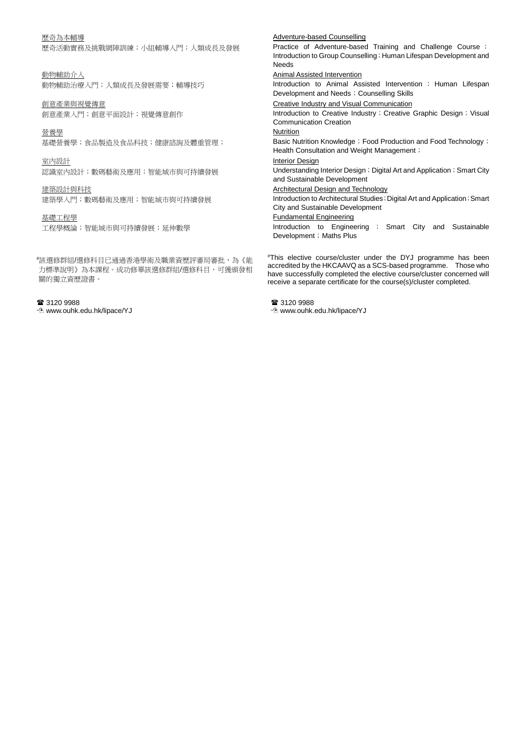<u>歷奇為本輔導</u>
歷奇活動實務及挑戰網陣訓練；小組輔導入門；人類成長及發展

<u>動物輔助介入</u>
動物輔助治療入門；人類成長及發展需要；輔導技巧

<u>創意產業與視覺傳意</u>
創意產業入門；創意平面設計；視覺傳意創作

<u>營養學</u>
基礎營養學；食品製造及食品科技；健康諮詢及體重管理；

<u>室內設計</u>
認識室內設計；數碼藝術及應用；智能城市與可持續發展

<u>建築設計與科技</u>
建築學入門；數碼藝術及應用；智能城市與可持續發展

<u>基礎工程學</u>
工程學概論；智能城市與可持續發展；延伸數學

#該選修群組/選修科目已通過香港學術及職業資歷評審局審批，為《能力標準說明》為本課程。成功修畢該選修群組/選修科目，可獲頒發相關的獨立資歷證書。

☎ 3120 9988
🖰 www.ouhk.edu.hk/lipace/YJ

<u>Adventure-based Counselling</u>
Practice of Adventure-based Training and Challenge Course；Introduction to Group Counselling；Human Lifespan Development and Needs

<u>Animal Assisted Intervention</u>
Introduction to Animal Assisted Intervention；Human Lifespan Development and Needs；Counselling Skills

<u>Creative Industry and Visual Communication</u>
Introduction to Creative Industry；Creative Graphic Design；Visual Communication Creation

<u>Nutrition</u>
Basic Nutrition Knowledge；Food Production and Food Technology；Health Consultation and Weight Management；

<u>Interior Design</u>
Understanding Interior Design；Digital Art and Application；Smart City and Sustainable Development

<u>Architectural Design and Technology</u>
Introduction to Architectural Studies；Digital Art and Application；Smart City and Sustainable Development

<u>Fundamental Engineering</u>
Introduction to Engineering；Smart City and Sustainable Development；Maths Plus

#This elective course/cluster under the DYJ programme has been accredited by the HKCAAVQ as a SCS-based programme. Those who have successfully completed the elective course/cluster concerned will receive a separate certificate for the course(s)/cluster completed.

☎ 3120 9988
🖰 www.ouhk.edu.hk/lipace/YJ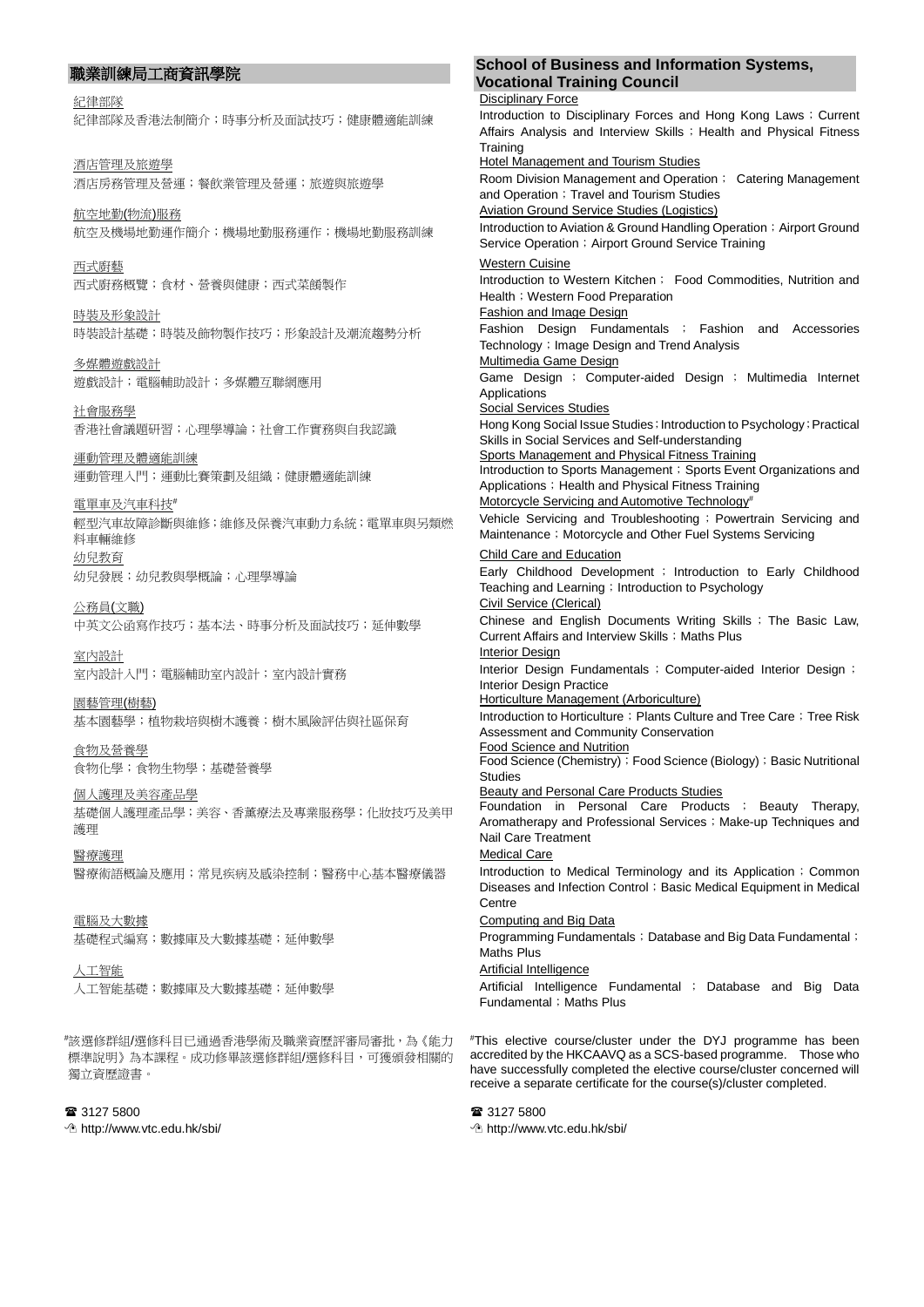## 職業訓練局工商資訊學院

紀律部隊
紀律部隊及香港法制簡介；時事分析及面試技巧；健康體適能訓練

酒店管理及旅遊學
酒店房務管理及營運；餐飲業管理及營運；旅遊與旅遊學

航空地勤(物流)服務
航空及機場地勤運作簡介；機場地勤服務運作；機場地勤服務訓練

西式廚藝
西式廚務概覽；食材、營養與健康；西式菜餚製作

時裝及形象設計
時裝設計基礎；時裝及飾物製作技巧；形象設計及潮流趨勢分析

多媒體遊戲設計
遊戲設計；電腦輔助設計；多媒體互聯網應用

社會服務學
香港社會議題研習；心理學導論；社會工作實務與自我認識

運動管理及體適能訓練
運動管理入門；運動比賽策劃及組織；健康體適能訓練

電單車及汽車科技#
輕型汽車故障診斷與維修；維修及保養汽車動力系統；電單車與另類燃料車輛維修

幼兒教育
幼兒發展；幼兒教與學概論；心理學導論

公務員(文職)
中英文公函寫作技巧；基本法、時事分析及面試技巧；延伸數學

室內設計
室內設計入門；電腦輔助室內設計；室內設計實務

園藝管理(樹藝)
基本園藝學；植物栽培與樹木護養；樹木風險評估與社區保育

食物及營養學
食物化學；食物生物學；基礎營養學

個人護理及美容產品學
基礎個人護理產品學；美容、香薰療法及專業服務學；化妝技巧及美甲護理

醫療護理
醫療術語概論及應用；常見疾病及感染控制；醫務中心基本醫療儀器

電腦及大數據
基礎程式編寫；數據庫及大數據基礎；延伸數學

人工智能
人工智能基礎；數據庫及大數據基礎；延伸數學

#該選修群組/選修科目已通過香港學術及職業資歷評審局審批，為《能力標準說明》為本課程。成功修畢該選修群組/選修科目，可獲頒發相關的獨立資歷證書。

☎ 3127 5800
http://www.vtc.edu.hk/sbi/

## School of Business and Information Systems, Vocational Training Council

Disciplinary Force
Introduction to Disciplinary Forces and Hong Kong Laws；Current Affairs Analysis and Interview Skills；Health and Physical Fitness Training

Hotel Management and Tourism Studies
Room Division Management and Operation； Catering Management and Operation；Travel and Tourism Studies

Aviation Ground Service Studies (Logistics)
Introduction to Aviation & Ground Handling Operation；Airport Ground Service Operation；Airport Ground Service Training

Western Cuisine
Introduction to Western Kitchen； Food Commodities, Nutrition and Health；Western Food Preparation

Fashion and Image Design
Fashion Design Fundamentals；Fashion and Accessories Technology；Image Design and Trend Analysis

Multimedia Game Design
Game Design；Computer-aided Design；Multimedia Internet Applications

Social Services Studies
Hong Kong Social Issue Studies；Introduction to Psychology；Practical Skills in Social Services and Self-understanding

Sports Management and Physical Fitness Training
Introduction to Sports Management；Sports Event Organizations and Applications；Health and Physical Fitness Training

Motorcycle Servicing and Automotive Technology#
Vehicle Servicing and Troubleshooting；Powertrain Servicing and Maintenance；Motorcycle and Other Fuel Systems Servicing

Child Care and Education
Early Childhood Development；Introduction to Early Childhood Teaching and Learning；Introduction to Psychology

Civil Service (Clerical)
Chinese and English Documents Writing Skills；The Basic Law, Current Affairs and Interview Skills；Maths Plus

Interior Design
Interior Design Fundamentals；Computer-aided Interior Design；Interior Design Practice

Horticulture Management (Arboriculture)
Introduction to Horticulture；Plants Culture and Tree Care；Tree Risk Assessment and Community Conservation

Food Science and Nutrition
Food Science (Chemistry)；Food Science (Biology)；Basic Nutritional Studies

Beauty and Personal Care Products Studies
Foundation in Personal Care Products；Beauty Therapy, Aromatherapy and Professional Services；Make-up Techniques and Nail Care Treatment

Medical Care
Introduction to Medical Terminology and its Application；Common Diseases and Infection Control；Basic Medical Equipment in Medical Centre

Computing and Big Data
Programming Fundamentals；Database and Big Data Fundamental；Maths Plus

Artificial Intelligence
Artificial Intelligence Fundamental；Database and Big Data Fundamental；Maths Plus

#This elective course/cluster under the DYJ programme has been accredited by the HKCAAVQ as a SCS-based programme. Those who have successfully completed the elective course/cluster concerned will receive a separate certificate for the course(s)/cluster completed.

☎ 3127 5800
http://www.vtc.edu.hk/sbi/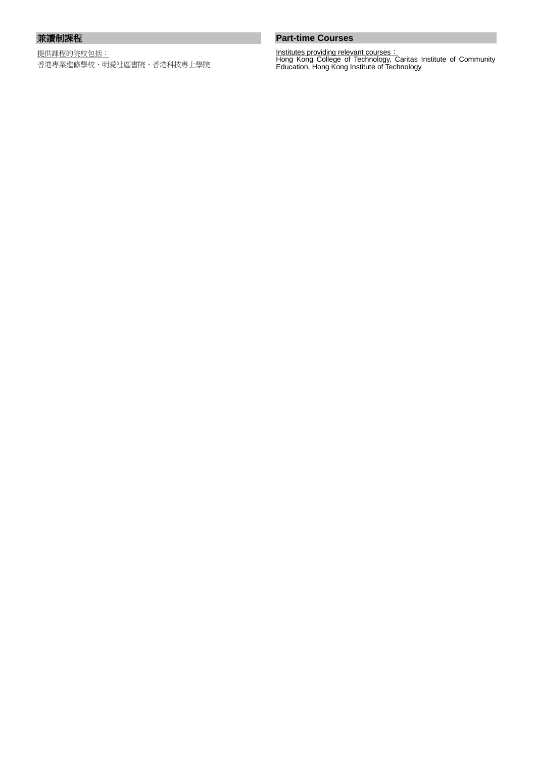## 兼讀制課程

提供課程的院校包括：

香港專業進修學校、明愛社區書院、香港科技專上學院

## Part-time Courses

Institutes providing relevant courses：

Hong Kong College of Technology, Caritas Institute of Community Education, Hong Kong Institute of Technology